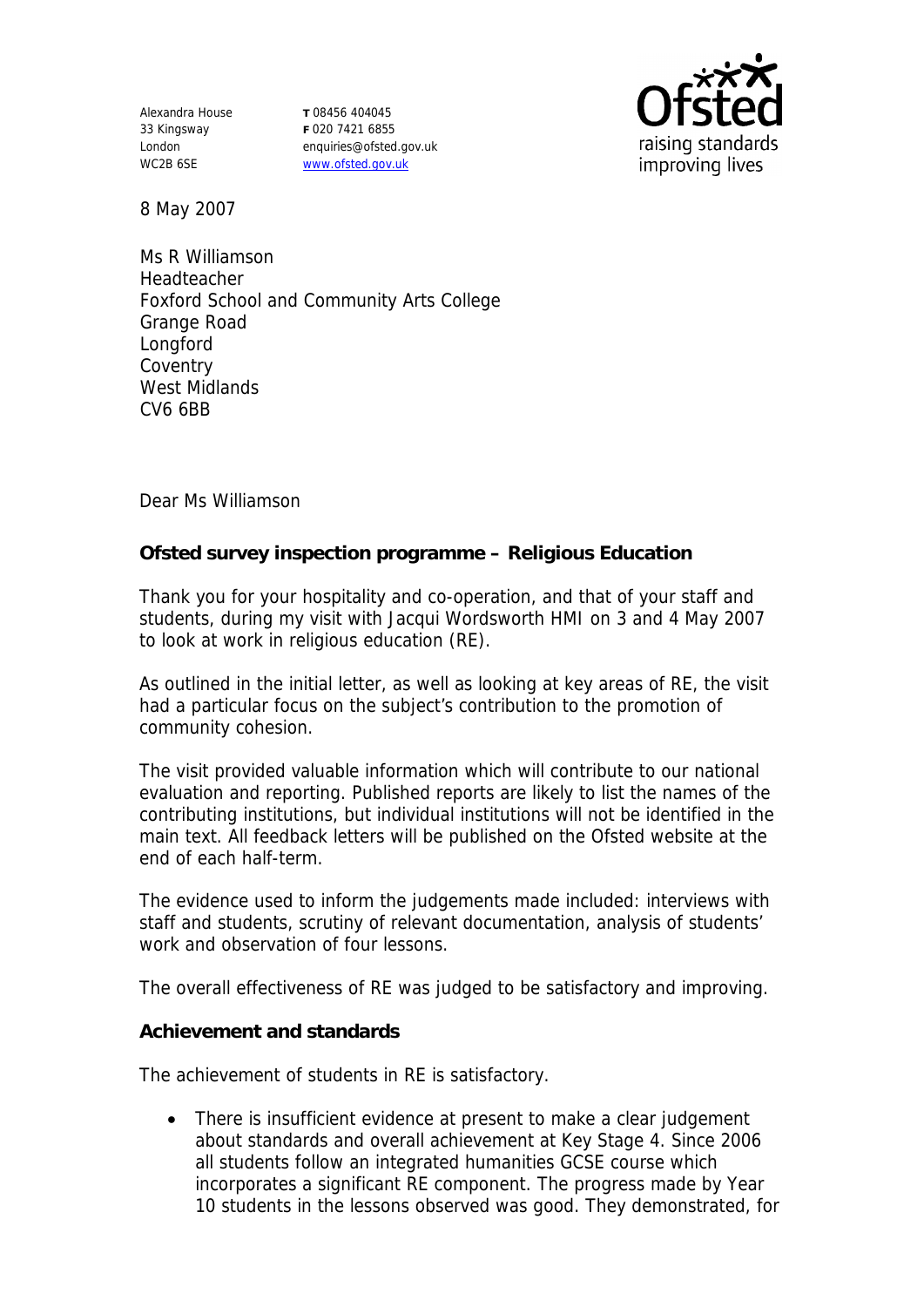Alexandra House
33 Kingsway
London
WC2B 6SE

**T** 08456 404045
**F** 020 7421 6855
enquiries@ofsted.gov.uk
www.ofsted.gov.uk

8 May 2007

Ms R Williamson
Headteacher
Foxford School and Community Arts College
Grange Road
Longford
Coventry
West Midlands
CV6 6BB

Dear Ms Williamson

**Ofsted survey inspection programme – Religious Education**

Thank you for your hospitality and co-operation, and that of your staff and students, during my visit with Jacqui Wordsworth HMI on 3 and 4 May 2007 to look at work in religious education (RE).

As outlined in the initial letter, as well as looking at key areas of RE, the visit had a particular focus on the subject's contribution to the promotion of community cohesion.

The visit provided valuable information which will contribute to our national evaluation and reporting. Published reports are likely to list the names of the contributing institutions, but individual institutions will not be identified in the main text. All feedback letters will be published on the Ofsted website at the end of each half-term.

The evidence used to inform the judgements made included: interviews with staff and students, scrutiny of relevant documentation, analysis of students' work and observation of four lessons.

The overall effectiveness of RE was judged to be satisfactory and improving.

**Achievement and standards**

The achievement of students in RE is satisfactory.

- There is insufficient evidence at present to make a clear judgement about standards and overall achievement at Key Stage 4. Since 2006 all students follow an integrated humanities GCSE course which incorporates a significant RE component. The progress made by Year 10 students in the lessons observed was good. They demonstrated, for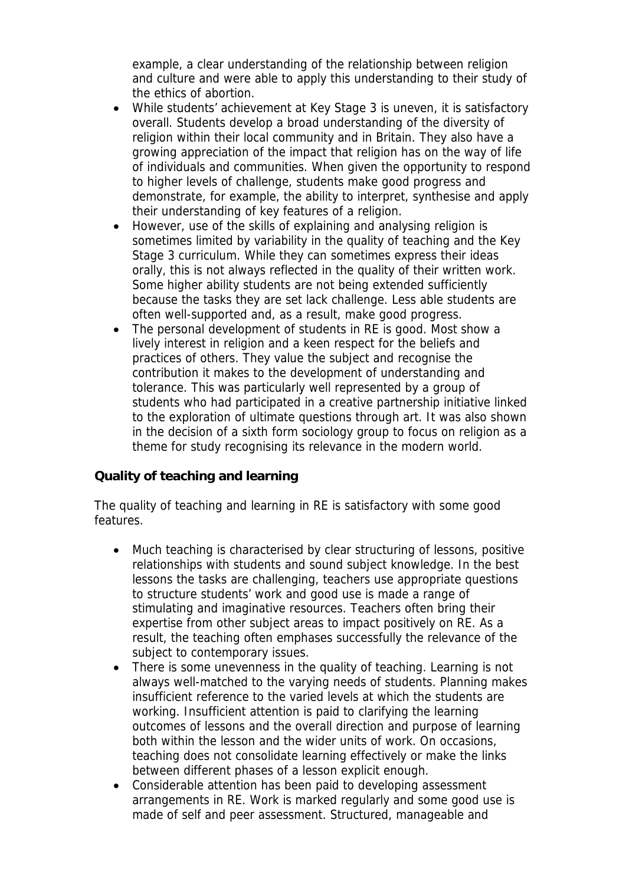example, a clear understanding of the relationship between religion and culture and were able to apply this understanding to their study of the ethics of abortion.

- While students' achievement at Key Stage 3 is uneven, it is satisfactory overall. Students develop a broad understanding of the diversity of religion within their local community and in Britain. They also have a growing appreciation of the impact that religion has on the way of life of individuals and communities. When given the opportunity to respond to higher levels of challenge, students make good progress and demonstrate, for example, the ability to interpret, synthesise and apply their understanding of key features of a religion.
- However, use of the skills of explaining and analysing religion is sometimes limited by variability in the quality of teaching and the Key Stage 3 curriculum. While they can sometimes express their ideas orally, this is not always reflected in the quality of their written work. Some higher ability students are not being extended sufficiently because the tasks they are set lack challenge. Less able students are often well-supported and, as a result, make good progress.
- The personal development of students in RE is good. Most show a lively interest in religion and a keen respect for the beliefs and practices of others. They value the subject and recognise the contribution it makes to the development of understanding and tolerance. This was particularly well represented by a group of students who had participated in a creative partnership initiative linked to the exploration of ultimate questions through art. It was also shown in the decision of a sixth form sociology group to focus on religion as a theme for study recognising its relevance in the modern world.

**Quality of teaching and learning**

The quality of teaching and learning in RE is satisfactory with some good features.

- Much teaching is characterised by clear structuring of lessons, positive relationships with students and sound subject knowledge. In the best lessons the tasks are challenging, teachers use appropriate questions to structure students' work and good use is made a range of stimulating and imaginative resources. Teachers often bring their expertise from other subject areas to impact positively on RE. As a result, the teaching often emphases successfully the relevance of the subject to contemporary issues.
- There is some unevenness in the quality of teaching. Learning is not always well-matched to the varying needs of students. Planning makes insufficient reference to the varied levels at which the students are working. Insufficient attention is paid to clarifying the learning outcomes of lessons and the overall direction and purpose of learning both within the lesson and the wider units of work. On occasions, teaching does not consolidate learning effectively or make the links between different phases of a lesson explicit enough.
- Considerable attention has been paid to developing assessment arrangements in RE. Work is marked regularly and some good use is made of self and peer assessment. Structured, manageable and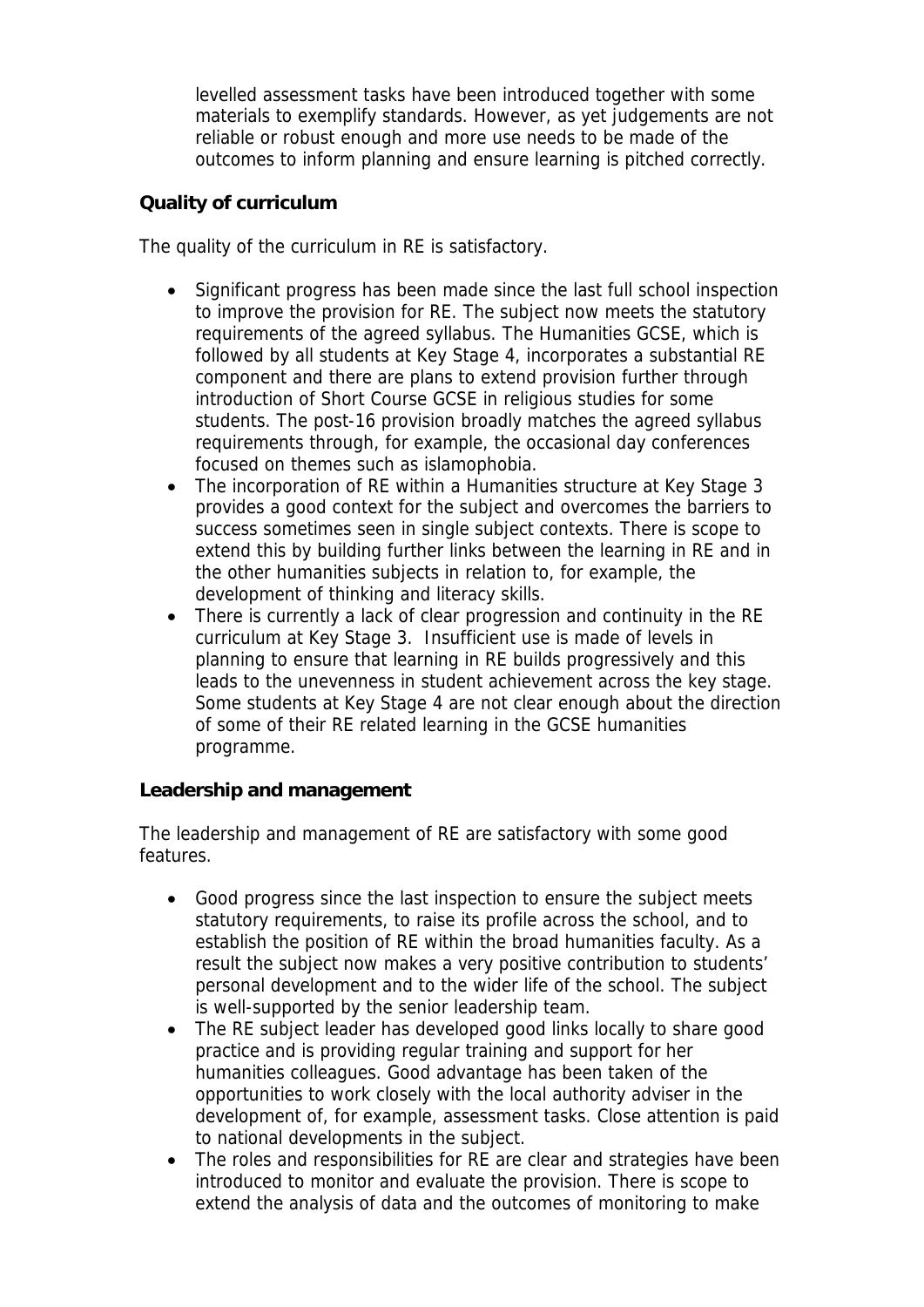levelled assessment tasks have been introduced together with some materials to exemplify standards. However, as yet judgements are not reliable or robust enough and more use needs to be made of the outcomes to inform planning and ensure learning is pitched correctly.

**Quality of curriculum**

The quality of the curriculum in RE is satisfactory.

- Significant progress has been made since the last full school inspection to improve the provision for RE. The subject now meets the statutory requirements of the agreed syllabus. The Humanities GCSE, which is followed by all students at Key Stage 4, incorporates a substantial RE component and there are plans to extend provision further through introduction of Short Course GCSE in religious studies for some students. The post-16 provision broadly matches the agreed syllabus requirements through, for example, the occasional day conferences focused on themes such as islamophobia.
- The incorporation of RE within a Humanities structure at Key Stage 3 provides a good context for the subject and overcomes the barriers to success sometimes seen in single subject contexts. There is scope to extend this by building further links between the learning in RE and in the other humanities subjects in relation to, for example, the development of thinking and literacy skills.
- There is currently a lack of clear progression and continuity in the RE curriculum at Key Stage 3. Insufficient use is made of levels in planning to ensure that learning in RE builds progressively and this leads to the unevenness in student achievement across the key stage. Some students at Key Stage 4 are not clear enough about the direction of some of their RE related learning in the GCSE humanities programme.

**Leadership and management**

The leadership and management of RE are satisfactory with some good features.

- Good progress since the last inspection to ensure the subject meets statutory requirements, to raise its profile across the school, and to establish the position of RE within the broad humanities faculty. As a result the subject now makes a very positive contribution to students' personal development and to the wider life of the school. The subject is well-supported by the senior leadership team.
- The RE subject leader has developed good links locally to share good practice and is providing regular training and support for her humanities colleagues. Good advantage has been taken of the opportunities to work closely with the local authority adviser in the development of, for example, assessment tasks. Close attention is paid to national developments in the subject.
- The roles and responsibilities for RE are clear and strategies have been introduced to monitor and evaluate the provision. There is scope to extend the analysis of data and the outcomes of monitoring to make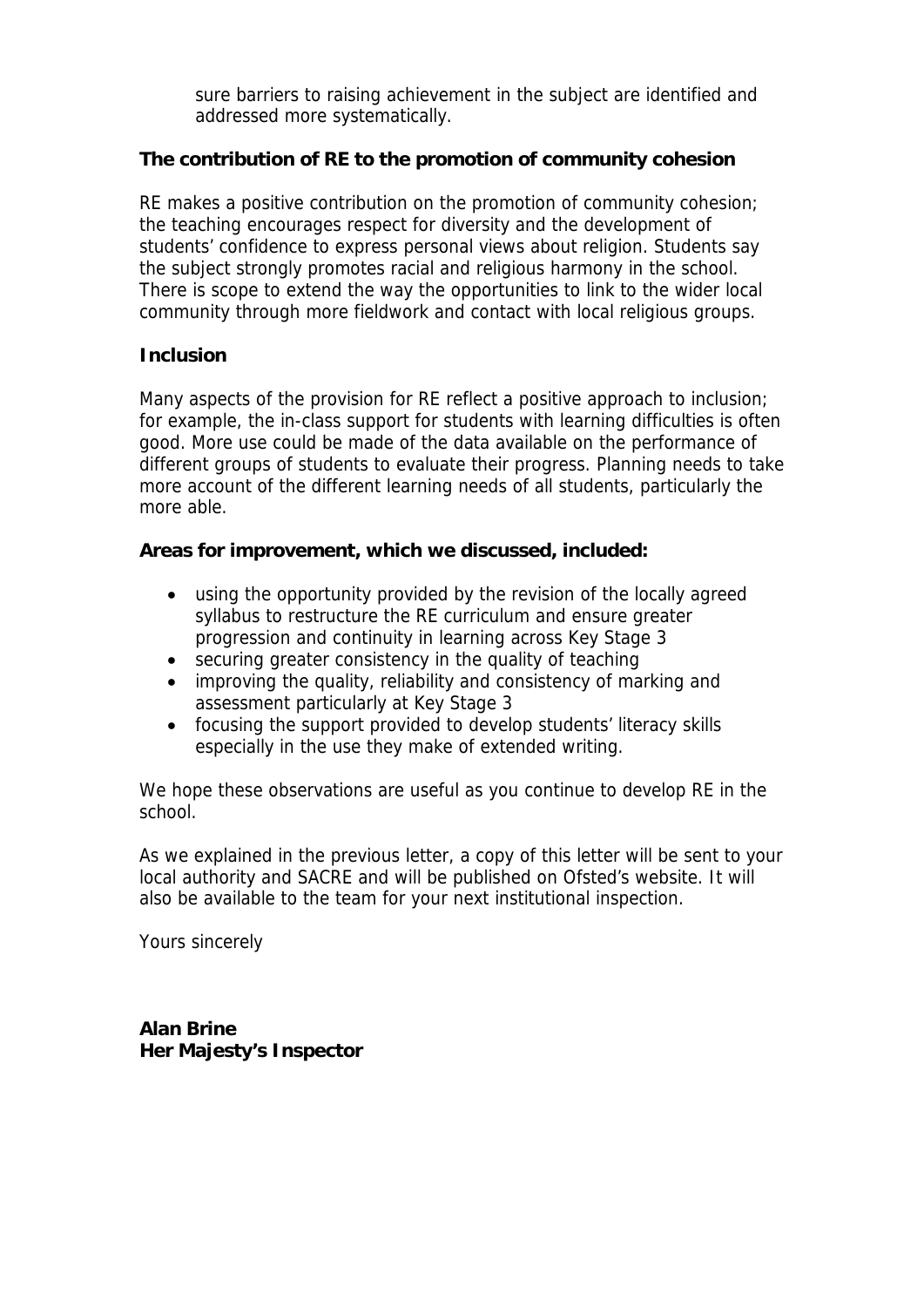sure barriers to raising achievement in the subject are identified and addressed more systematically.

**The contribution of RE to the promotion of community cohesion**

RE makes a positive contribution on the promotion of community cohesion; the teaching encourages respect for diversity and the development of students' confidence to express personal views about religion. Students say the subject strongly promotes racial and religious harmony in the school. There is scope to extend the way the opportunities to link to the wider local community through more fieldwork and contact with local religious groups.

**Inclusion**

Many aspects of the provision for RE reflect a positive approach to inclusion; for example, the in-class support for students with learning difficulties is often good. More use could be made of the data available on the performance of different groups of students to evaluate their progress. Planning needs to take more account of the different learning needs of all students, particularly the more able.

**Areas for improvement, which we discussed, included:**

- using the opportunity provided by the revision of the locally agreed syllabus to restructure the RE curriculum and ensure greater progression and continuity in learning across Key Stage 3
- securing greater consistency in the quality of teaching
- improving the quality, reliability and consistency of marking and assessment particularly at Key Stage 3
- focusing the support provided to develop students' literacy skills especially in the use they make of extended writing.

We hope these observations are useful as you continue to develop RE in the school.

As we explained in the previous letter, a copy of this letter will be sent to your local authority and SACRE and will be published on Ofsted's website. It will also be available to the team for your next institutional inspection.

Yours sincerely

**Alan Brine**
**Her Majesty's Inspector**